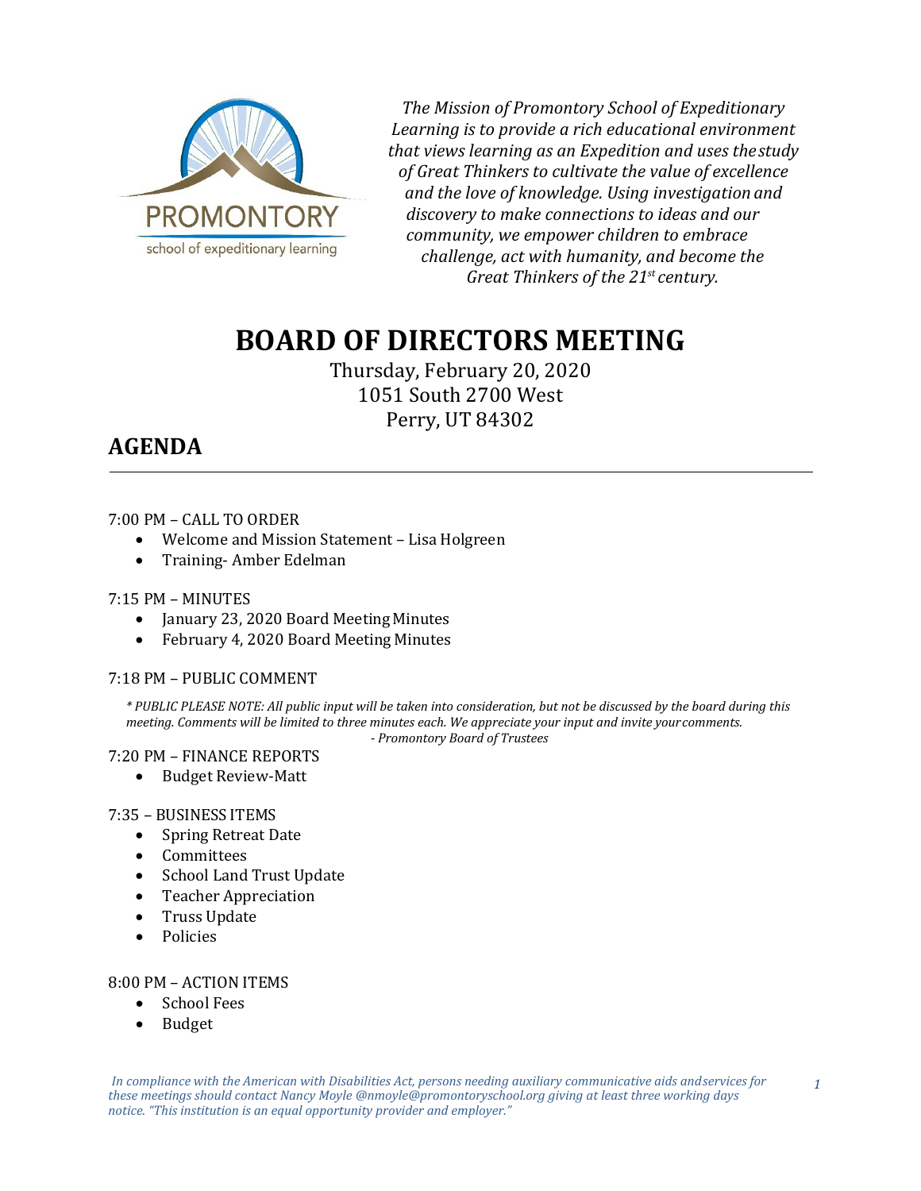PROMONTORY school of expeditionary learning

*The Mission of Promontory School of Expeditionary Learning is to provide a rich educational environment that views learning as an Expedition and uses the study of Great Thinkers to cultivate the value of excellence and the love of knowledge. Using investigation and discovery to make connections to ideas and our community, we empower children to embrace challenge, act with humanity, and become the Great Thinkers of the 21st century.*

# BOARD OF DIRECTORS MEETING

Thursday, February 20, 2020
1051 South 2700 West
Perry, UT 84302

## AGENDA

7:00 PM – CALL TO ORDER

- Welcome and Mission Statement – Lisa Holgreen
- Training- Amber Edelman

7:15 PM – MINUTES

- January 23, 2020 Board Meeting Minutes
- February 4, 2020 Board Meeting Minutes

7:18 PM – PUBLIC COMMENT

*\* PUBLIC PLEASE NOTE: All public input will be taken into consideration, but not be discussed by the board during this meeting. Comments will be limited to three minutes each. We appreciate your input and invite your comments.*
*- Promontory Board of Trustees*

7:20 PM – FINANCE REPORTS

- Budget Review-Matt

7:35 – BUSINESS ITEMS

- Spring Retreat Date
- Committees
- School Land Trust Update
- Teacher Appreciation
- Truss Update
- Policies

8:00 PM – ACTION ITEMS

- School Fees
- Budget

*In compliance with the American with Disabilities Act, persons needing auxiliary communicative aids and services for these meetings should contact Nancy Moyle @nmoyle@promontoryschool.org giving at least three working days notice. "This institution is an equal opportunity provider and employer."*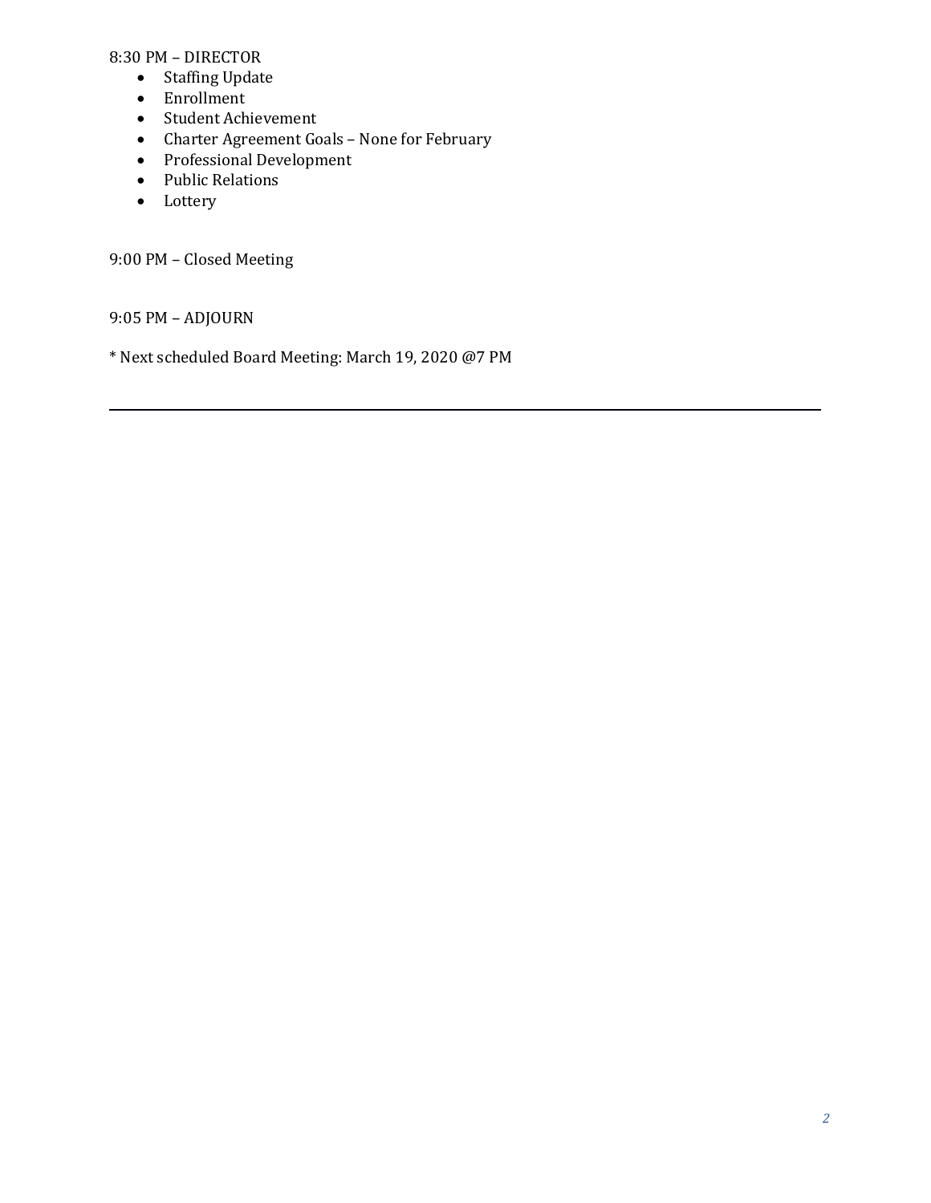8:30 PM – DIRECTOR

- Staffing Update
- Enrollment
- Student Achievement
- Charter Agreement Goals – None for February
- Professional Development
- Public Relations
- Lottery

9:00 PM – Closed Meeting

9:05 PM – ADJOURN

* Next scheduled Board Meeting: March 19, 2020 @7 PM

---